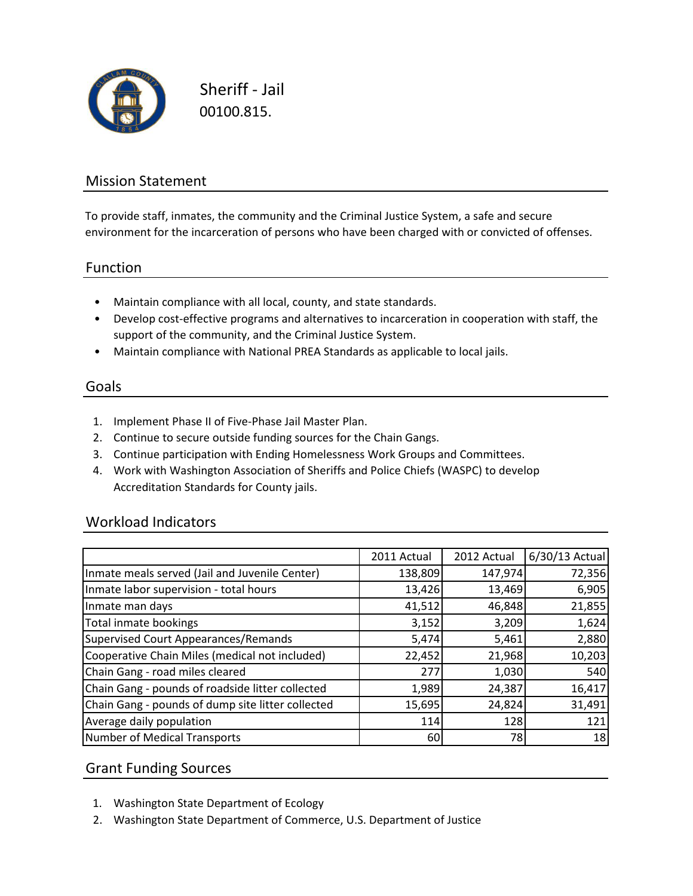# Sheriff - Jail

00100.815.

## Mission Statement

To provide staff, inmates, the community and the Criminal Justice System, a safe and secure environment for the incarceration of persons who have been charged with or convicted of offenses.

## Function

- Maintain compliance with all local, county, and state standards.
- Develop cost-effective programs and alternatives to incarceration in cooperation with staff, the support of the community, and the Criminal Justice System.
- Maintain compliance with National PREA Standards as applicable to local jails.

## Goals

1. Implement Phase II of Five-Phase Jail Master Plan.
2. Continue to secure outside funding sources for the Chain Gangs.
3. Continue participation with Ending Homelessness Work Groups and Committees.
4. Work with Washington Association of Sheriffs and Police Chiefs (WASPC) to develop Accreditation Standards for County jails.

## Workload Indicators

| | 2011 Actual | 2012 Actual | 6/30/13 Actual |
|---|---|---|---|
| Inmate meals served (Jail and Juvenile Center) | 138,809 | 147,974 | 72,356 |
| Inmate labor supervision - total hours | 13,426 | 13,469 | 6,905 |
| Inmate man days | 41,512 | 46,848 | 21,855 |
| Total inmate bookings | 3,152 | 3,209 | 1,624 |
| Supervised Court Appearances/Remands | 5,474 | 5,461 | 2,880 |
| Cooperative Chain Miles (medical not included) | 22,452 | 21,968 | 10,203 |
| Chain Gang - road miles cleared | 277 | 1,030 | 540 |
| Chain Gang - pounds of roadside litter collected | 1,989 | 24,387 | 16,417 |
| Chain Gang - pounds of dump site litter collected | 15,695 | 24,824 | 31,491 |
| Average daily population | 114 | 128 | 121 |
| Number of Medical Transports | 60 | 78 | 18 |

## Grant Funding Sources

1. Washington State Department of Ecology
2. Washington State Department of Commerce, U.S. Department of Justice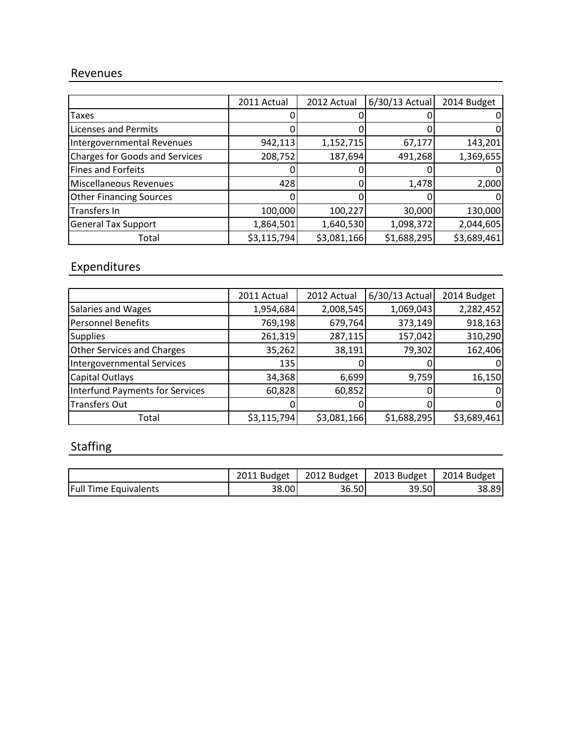## Revenues

| | 2011 Actual | 2012 Actual | 6/30/13 Actual | 2014 Budget |
|---|---|---|---|---|
| Taxes | 0 | 0 | 0 | 0 |
| Licenses and Permits | 0 | 0 | 0 | 0 |
| Intergovernmental Revenues | 942,113 | 1,152,715 | 67,177 | 143,201 |
| Charges for Goods and Services | 208,752 | 187,694 | 491,268 | 1,369,655 |
| Fines and Forfeits | 0 | 0 | 0 | 0 |
| Miscellaneous Revenues | 428 | 0 | 1,478 | 2,000 |
| Other Financing Sources | 0 | 0 | 0 | 0 |
| Transfers In | 100,000 | 100,227 | 30,000 | 130,000 |
| General Tax Support | 1,864,501 | 1,640,530 | 1,098,372 | 2,044,605 |
| Total | $3,115,794 | $3,081,166 | $1,688,295 | $3,689,461 |

## Expenditures

| | 2011 Actual | 2012 Actual | 6/30/13 Actual | 2014 Budget |
|---|---|---|---|---|
| Salaries and Wages | 1,954,684 | 2,008,545 | 1,069,043 | 2,282,452 |
| Personnel Benefits | 769,198 | 679,764 | 373,149 | 918,163 |
| Supplies | 261,319 | 287,115 | 157,042 | 310,290 |
| Other Services and Charges | 35,262 | 38,191 | 79,302 | 162,406 |
| Intergovernmental Services | 135 | 0 | 0 | 0 |
| Capital Outlays | 34,368 | 6,699 | 9,759 | 16,150 |
| Interfund Payments for Services | 60,828 | 60,852 | 0 | 0 |
| Transfers Out | 0 | 0 | 0 | 0 |
| Total | $3,115,794 | $3,081,166 | $1,688,295 | $3,689,461 |

## Staffing

| | 2011 Budget | 2012 Budget | 2013 Budget | 2014 Budget |
|---|---|---|---|---|
| Full Time Equivalents | 38.00 | 36.50 | 39.50 | 38.89 |